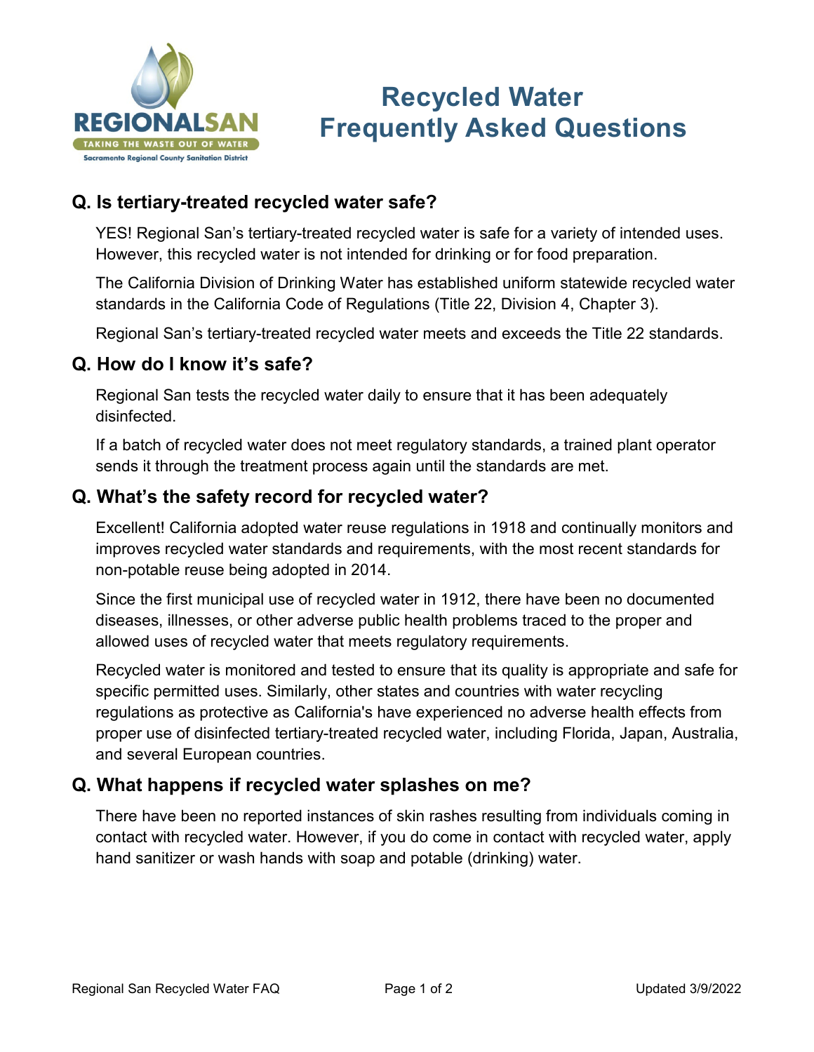# Recycled Water Frequently Asked Questions

## Q. Is tertiary-treated recycled water safe?

YES! Regional San's tertiary-treated recycled water is safe for a variety of intended uses. However, this recycled water is not intended for drinking or for food preparation.

The California Division of Drinking Water has established uniform statewide recycled water standards in the California Code of Regulations (Title 22, Division 4, Chapter 3).

Regional San's tertiary-treated recycled water meets and exceeds the Title 22 standards.

## Q. How do I know it's safe?

Regional San tests the recycled water daily to ensure that it has been adequately disinfected.

If a batch of recycled water does not meet regulatory standards, a trained plant operator sends it through the treatment process again until the standards are met.

## Q. What's the safety record for recycled water?

Excellent! California adopted water reuse regulations in 1918 and continually monitors and improves recycled water standards and requirements, with the most recent standards for non-potable reuse being adopted in 2014.

Since the first municipal use of recycled water in 1912, there have been no documented diseases, illnesses, or other adverse public health problems traced to the proper and allowed uses of recycled water that meets regulatory requirements.

Recycled water is monitored and tested to ensure that its quality is appropriate and safe for specific permitted uses. Similarly, other states and countries with water recycling regulations as protective as California's have experienced no adverse health effects from proper use of disinfected tertiary-treated recycled water, including Florida, Japan, Australia, and several European countries.

## Q. What happens if recycled water splashes on me?

There have been no reported instances of skin rashes resulting from individuals coming in contact with recycled water. However, if you do come in contact with recycled water, apply hand sanitizer or wash hands with soap and potable (drinking) water.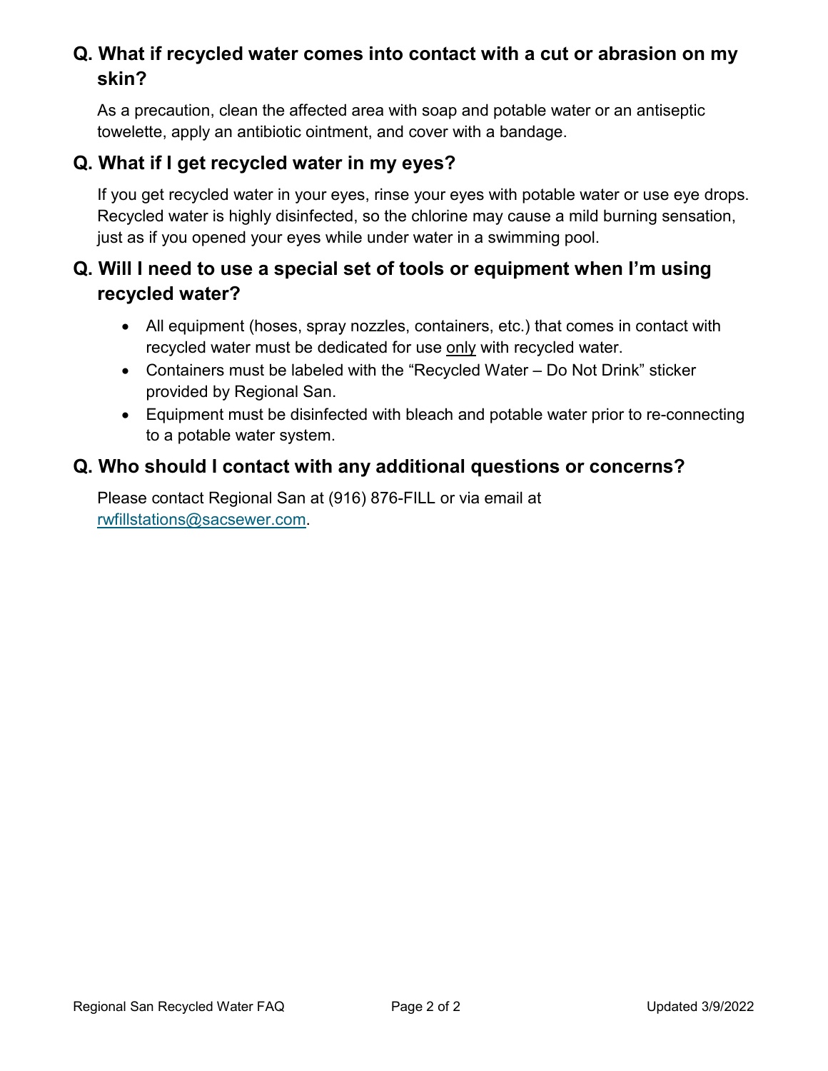## Q. What if recycled water comes into contact with a cut or abrasion on my skin?

As a precaution, clean the affected area with soap and potable water or an antiseptic towelette, apply an antibiotic ointment, and cover with a bandage.

## Q. What if I get recycled water in my eyes?

If you get recycled water in your eyes, rinse your eyes with potable water or use eye drops. Recycled water is highly disinfected, so the chlorine may cause a mild burning sensation, just as if you opened your eyes while under water in a swimming pool.

## Q. Will I need to use a special set of tools or equipment when I'm using recycled water?

- All equipment (hoses, spray nozzles, containers, etc.) that comes in contact with recycled water must be dedicated for use <u>only</u> with recycled water.
- Containers must be labeled with the "Recycled Water – Do Not Drink" sticker provided by Regional San.
- Equipment must be disinfected with bleach and potable water prior to re-connecting to a potable water system.

## Q. Who should I contact with any additional questions or concerns?

Please contact Regional San at (916) 876-FILL or via email at [rwfillstations@sacsewer.com](mailto:rwfillstations@sacsewer.com).